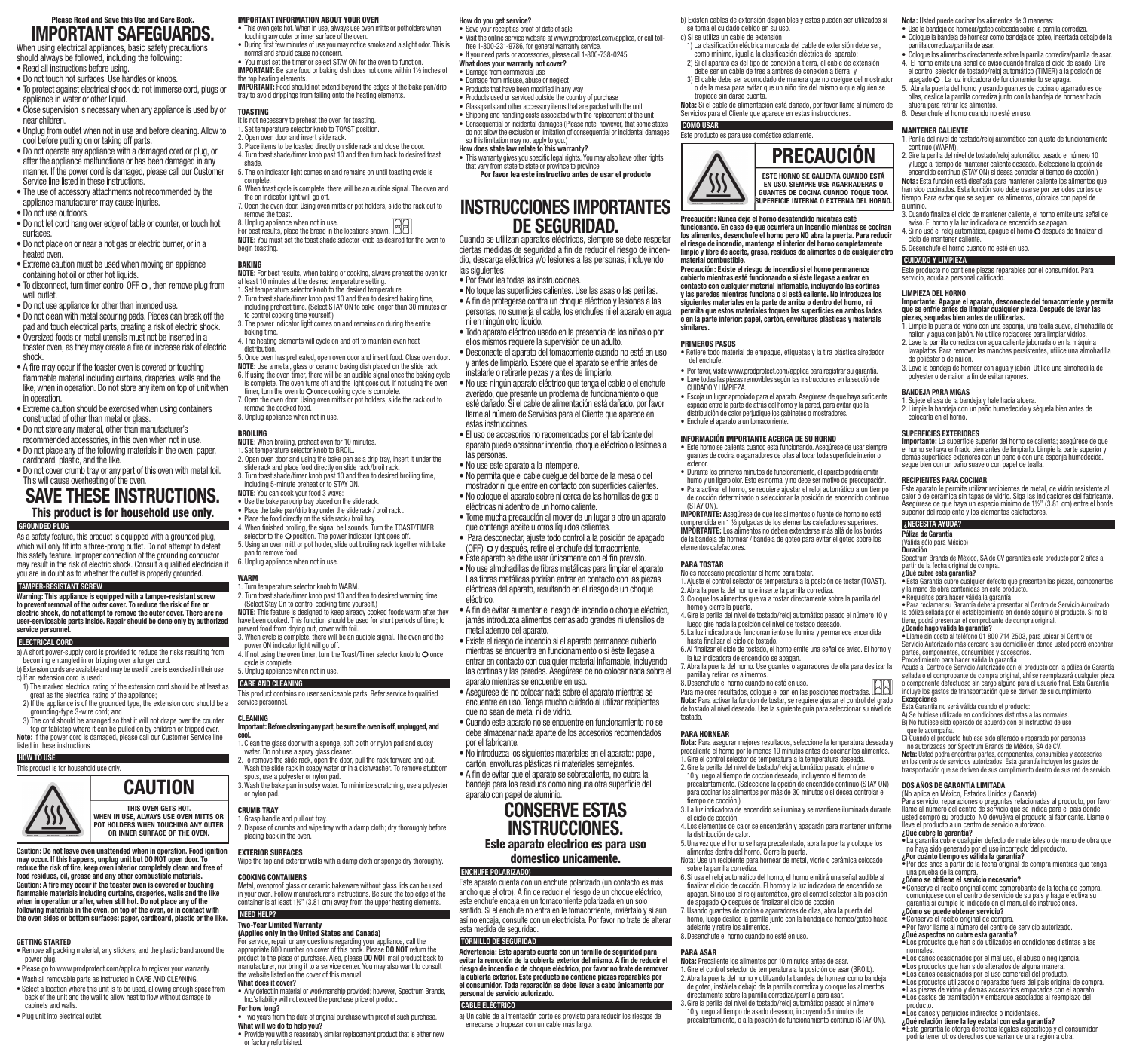Please Read and Save this Use and Care Book.

# IMPORTANT SAFEGUARDS.

When using electrical appliances, basic safety precautions should always be followed, including the following:

- Read all instructions before using.
- Do not touch hot surfaces. Use handles or knobs.
- To protect against electrical shock do not immerse cord, plugs or appliance in water or other liquid.
- Close supervision is necessary when any appliance is used by or near children.
- Unplug from outlet when not in use and before cleaning. Allow to cool before putting on or taking off parts.
- Do not operate any appliance with a damaged cord or plug, or after the appliance malfunctions or has been damaged in any manner. If the power cord is damaged, please call our Customer Service line listed in these instructions.
- The use of accessory attachments not recommended by the appliance manufacturer may cause injuries.
- Do not use outdoors.
- Do not let cord hang over edge of table or counter, or touch hot surfaces.
- Do not place on or near a hot gas or electric burner, or in a heated oven.
- Extreme caution must be used when moving an appliance containing hot oil or other hot liquids.
- To disconnect, turn timer control OFF O, then remove plug from wall outlet.
- Do not use appliance for other than intended use.
- Do not clean with metal scouring pads. Pieces can break off the pad and touch electrical parts, creating a risk of electric shock.
- Oversized foods or metal utensils must not be inserted in a toaster oven, as they may create a fire or increase risk of electric shock.
- A fire may occur if the toaster oven is covered or touching flammable material including curtains, draperies, walls and the like, when in operation. Do not store any item on top of unit when in operation.
- Extreme caution should be exercised when using containers constructed of other than metal or glass.
- Do not store any material, other than manufacturer's recommended accessories, in this oven when not in use.
- Do not place any of the following materials in the oven: paper, cardboard, plastic, and the like.
- Do not cover crumb tray or any part of this oven with metal foil. This will cause overheating of the oven.

# SAVE THESE INSTRUCTIONS.

**This product is for household use only.**

## GROUNDED PLUG

As a safety feature, this product is equipped with a grounded plug, which will only fit into a three-prong outlet. Do not attempt to defeat this safety feature. Improper connection of the grounding conductor may result in the risk of electric shock. Consult a qualified electrician if you are in doubt as to whether the outlet is properly grounded.

## TAMPER-RESISTANT SCREW

**Warning: This appliance is equipped with a tamper-resistant screw to prevent removal of the outer cover. To reduce the risk of fire or electric shock, do not attempt to remove the outer cover. There are no user-serviceable parts inside. Repair should be done only by authorized service personnel.**

## ELECTRICAL CORD

a) A short power-supply cord is provided to reduce the risks resulting from becoming entangled in or tripping over a longer cord.

b) Extension cords are available and may be used if care is exercised in their use.

c) If an extension cord is used:

1) The marked electrical rating of the extension cord should be at least as great as the electrical rating of the appliance;
2) If the appliance is of the grounded type, the extension cord should be a grounding-type 3-wire cord; and
3) The cord should be arranged so that it will not drape over the counter top or tabletop where it can be pulled on by children or tripped over.

**Note:** If the power cord is damaged, please call our Customer Service line listed in these instructions.

## HOW TO USE

This product is for household use only.

## CAUTION

**THIS OVEN GETS HOT. WHEN IN USE, ALWAYS USE OVEN MITTS OR POT HOLDERS WHEN TOUCHING ANY OUTER OR INNER SURFACE OF THE OVEN.**

**Caution: Do not leave oven unattended when in operation. Food ignition may occur. If this happens, unplug unit but DO NOT open door. To reduce the risk of fire, keep oven interior completely clean and free of food residues, oil, grease and any other combustible materials.**
**Caution: A fire may occur if the toaster oven is covered or touching flammable materials including curtains, draperies, walls and the like when in operation or after, when still hot. Do not place any of the following materials in the oven, on top of the oven, or in contact with the oven sides or bottom surfaces: paper, cardboard, plastic or the like.**

### GETTING STARTED

- Remove all packing material, any stickers, and the plastic band around the power plug.
- Please go to www.prodprotect.com/applica to register your warranty.
- Wash all removable parts as instructed in CARE AND CLEANING.
- Select a location where this unit is to be used, allowing enough space from back of the unit and the wall to allow heat to flow without damage to cabinets and walls.
- Plug unit into electrical outlet.

### IMPORTANT INFORMATION ABOUT YOUR OVEN

- This oven gets hot. When in use, always use oven mitts or potholders when touching any outer or inner surface of the oven.
- During first few minutes of use you may notice smoke and a slight odor. This is normal and should cause no concern.
- You must set the timer or select STAY ON for the oven to function.

**IMPORTANT:** Be sure food or baking dish does not come within 1½ inches of the top heating elements.

**IMPORTANT:** Food should not extend beyond the edges of the bake pan/drip tray to avoid drippings from falling onto the heating elements.

### TOASTING

It is not necessary to preheat the oven for toasting.

1. Set temperature selector knob to TOAST position.
2. Open oven door and insert slide rack.
3. Place items to be toasted directly on slide rack and close the door.
4. Turn toast shade/timer knob past 10 and then turn back to desired toast shade.
5. The on indicator light comes on and remains on until toasting cycle is complete.
6. When toast cycle is complete, there will be an audible signal. The oven and the on indicator light will go off.
7. Open the oven door. Using oven mitts or pot holders, slide the rack out to remove the toast.
8. Unplug appliance when not in use.

For best results, place the bread in the locations shown.

**NOTE:** You must set the toast shade selector knob as desired for the oven to begin toasting.

### BAKING

**NOTE:** For best results, when baking or cooking, always preheat the oven for at least 10 minutes at the desired temperature setting.

1. Set temperature selector knob to the desired temperature.
2. Turn toast shade/timer knob past 10 and then to desired baking time, including preheat time. (Select STAY ON to bake longer than 30 minutes or to control cooking time yourself.)
3. The power indicator light comes on and remains on during the entire baking time.
4. The heating elements will cycle on and off to maintain even heat distribution.
5. Once oven has preheated, open oven door and insert food. Close oven door.

**NOTE:** Use a metal, glass or ceramic baking dish placed on the slide rack

6. If using the oven timer, there will be an audible signal once the baking cycle is complete. The oven turns off and the light goes out. If not using the oven timer, turn the oven to O once cooking cycle is complete.
7. Open the oven door. Using oven mitts or pot holders, slide the rack out to remove the cooked food.
8. Unplug appliance when not in use.

### BROILING

**NOTE**: When broiling, preheat oven for 10 minutes.

1. Set temperature selector knob to BROIL.
2. Open oven door and using the bake pan as a drip tray, insert it under the slide rack and place food directly on slide rack/broil rack.
3. Turn toast shade/timer knob past 10 and then to desired broiling time, including 5-minute preheat or to STAY ON.

**NOTE:** You can cook your food 3 ways:

- Use the bake pan/drip tray placed on the slide rack.
- Place the bake pan/drip tray under the slide rack / broil rack .
- Place the food directly on the slide rack / broil tray.

4. When finished broiling, the signal bell sounds. Turn the TOAST/TIMER selector to the O position. The power indicator light goes off.
5. Using an oven mitt or pot holder, slide out broiling rack together with bake pan to remove food.
6. Unplug appliance when not in use.

### WARM

1. Turn temperature selector knob to WARM.
2. Turn toast shade/timer knob past 10 and then to desired warming time. (Select Stay On to control cooking time yourself.)

**NOTE:** This feature is designed to keep already cooked foods warm after they have been cooked. This function should be used for short periods of time; to prevent food from drying out, cover with foil.

3. When cycle is complete, there will be an audible signal. The oven and the power ON indicator light will go off.
4. If not using the oven timer, turn the Toast/Timer selector to O once cycle is complete.
5. Unplug appliance when not in use.

## CARE AND CLEANING

This product contains no user serviceable parts. Refer service to qualified service personnel.

### CLEANING

**Important: Before cleaning any part, be sure the oven is off, unplugged, and cool.**

1. Clean the glass door with a sponge, soft cloth or nylon pad and sudsy water. Do not use a spray glass cleaner.
2. To remove the slide rack, open the door, pull the rack forward and out. Wash the slide rack in soapy water or in a dishwasher. To remove stubborn spots, use a polyester or nylon pad.
3. Wash the bake pan in sudsy water. To minimize scratching, use a polyester or nylon pad.

### CRUMB TRAY

1. Grasp handle and pull out tray.
2. Dispose of crumbs and wipe tray with a damp cloth; dry thoroughly before placing back in the oven.

### EXTERIOR SURFACES

Wipe the top and exterior walls with a damp cloth or sponge dry thoroughly.

### COOKING CONTAINERS

Metal, ovenproof glass or ceramic bakeware without glass lids can be used in your oven. Follow manufacturer's instructions. Be sure the top edge of the container is at least 1½" (3.81 cm) away from the upper heating elements.

## NEED HELP?

**Two-Year Limited Warranty**
**(Applies only in the United States and Canada)**

For service, repair or any questions regarding your appliance, call the appropriate 800 number on cover of this book. Please **DO NOT** return the product to the place of purchase. Also, please **DO NO**T mail product back to manufacturer, nor bring it to a service center. You may also want to consult the website listed on the cover of this manual.

**What does it cover?**

- Any defect in material or workmanship provided; however, Spectrum Brands, Inc.'s liability will not exceed the purchase price of product.

**For how long?**

- Two years from the date of original purchase with proof of such purchase.

**What will we do to help you?**

- Provide you with a reasonably similar replacement product that is either new or factory refurbished.

**How do you get service?**

- Save your receipt as proof of date of sale.
- Visit the online service website at www.prodprotect.com/applica, or call toll-free 1-800-231-9786, for general warranty service.
- If you need parts or accessories, please call 1-800-738-0245.

**What does your warranty not cover?**

- Damage from commercial use
- Damage from misuse, abuse or neglect
- Products that have been modified in any way
- Products used or serviced outside the country of purchase
- Glass parts and other accessory items that are packed with the unit
- Shipping and handling costs associated with the replacement of the unit
- Consequential or incidental damages (Please note, however, that some states do not allow the exclusion or limitation of consequential or incidental damages, so this limitation may not apply to you.)

**How does state law relate to this warranty?**

- This warranty gives you specific legal rights. You may also have other rights that vary from state to state or province to province.

**Por favor lea este instructivo antes de usar el producto**

# INSTRUCCIONES IMPORTANTES DE SEGURIDAD.

Cuando se utilizan aparatos eléctricos, siempre se debe respetar ciertas medidas de seguridad a fin de reducir el riesgo de incendio, descarga eléctrica y/o lesiones a las personas, incluyendo las siguientes:

- Por favor lea todas las instrucciones.
- No toque las superficies calientes. Use las asas o las perillas.
- A fin de protegerse contra un choque eléctrico y lesiones a las personas, no sumerja el cable, los enchufes ni el aparato en agua ni en ningún otro líquido.
- Todo aparato eléctrico usado en la presencia de los niños o por ellos mismos requiere la supervisión de un adulto.
- Desconecte el aparato del tomacorriente cuando no esté en uso y antes de limpiarlo. Espere que el aparato se enfríe antes de instalarle o retirarle piezas y antes de limpiarlo.
- No use ningún aparato eléctrico que tenga el cable o el enchufe averiado, que presente un problema de funcionamiento o que esté dañado. Si el cable de alimentación está dañado, por favor llame al número de Servicios para el Cliente que aparece en estas instrucciones.
- El uso de accesorios no recomendados por el fabricante del aparato puede ocasionar incendio, choque eléctrico o lesiones a las personas.
- No use este aparato a la intemperie.
- No permita que el cable cuelgue del borde de la mesa o del mostrador ni que entre en contacto con superficies calientes.
- No coloque el aparato sobre ni cerca de las hornillas de gas o eléctricas ni adentro de un horno caliente.
- Tome mucha precaución al mover de un lugar a otro un aparato que contenga aceite u otros líquidos calientes.
- Para desconectar, ajuste todo control a la posición de apagado (OFF) O y después, retire el enchufe del tomacorriente.
- Este aparato se debe usar únicamente con el fin previsto.
- No use almohadillas de fibras metálicas para limpiar el aparato. Las fibras metálicas podrían entrar en contacto con las piezas eléctricas del aparato, resultando en el riesgo de un choque eléctrico.
- A fin de evitar aumentar el riesgo de incendio o choque eléctrico, jamás introduzca alimentos demasiado grandes ni utensilios de metal adentro del aparato.
- Existe el riesgo de incendio si el aparato permanece cubierto mientras se encuentra en funcionamiento o si éste llegase a entrar en contacto con cualquier material inflamable, incluyendo las cortinas y las paredes. Asegúrese de no colocar nada sobre el aparato mientras se encuentre en uso.
- Asegúrese de no colocar nada sobre el aparato mientras se encuentre en uso. Tenga mucho cuidado al utilizar recipientes que no sean de metal ni de vidrio.
- Cuando este aparato no se encuentre en funcionamiento no se debe almacenar nada aparte de los accesorios recomendados por el fabricante.
- No introduzca los siguientes materiales en el aparato: papel, cartón, envolturas plásticas ni materiales semejantes.
- A fin de evitar que el aparato se sobrecaliente, no cubra la bandeja para los residuos como ninguna otra superficie del aparato con papel de aluminio.

# CONSERVE ESTAS INSTRUCCIONES.

**Este aparato electrico es para uso domestico unicamente.**

## ENCHUFE POLARIZADO)

Este aparato cuenta con un enchufe polarizado (un contacto es más ancho que el otro). A fin de reducir el riesgo de un choque eléctrico, este enchufe encaja en un tomacorriente polarizada en un solo sentido. Si el enchufe no entra en le tomacorriente, inviértalo y si aun así no encaja, consulte con un electricista. Por favor no trate de alterar esta medida de seguridad.

## TORNILLO DE SEGURIDAD

**Advertencia: Este aparato cuenta con un tornillo de seguridad para evitar la remoción de la cubierta exterior del mismo. A fin de reducir el riesgo de incendio o de choque eléctrico, por favor no trate de remover la cubierta exterior. Este producto no contiene piezas reparables por el consumidor. Toda reparación se debe llevar a cabo únicamente por personal de servicio autorizado.**

## CABLE ELÉCTRICO

a) Un cable de alimentación corto es provisto para reducir los riesgos de enredarse o tropezar con un cable más largo.

b) Existen cables de extensión disponibles y estos pueden ser utilizados si se toma el cuidado debido en su uso.

c) Si se utiliza un cable de extensión:

1) La clasificación eléctrica marcada del cable de extensión debe ser, como mínimo, igual a la clasificación eléctrica del aparato;
2) Si el aparato es del tipo de conexión a tierra, el cable de extensión debe ser un cable de tres alambres de conexión a tierra; y
3) El cable debe ser acomodado de manera que no cuelgue del mostrador o de la mesa para evitar que un niño tire del mismo o que alguien se tropiece sin darse cuenta.

**Nota:** Si el cable de alimentación está dañado, por favor llame al número de Servicios para el Cliente que aparece en estas instrucciones.

## COMO USAR

Este producto es para uso doméstico solamente.

## PRECAUCIÓN

**ESTE HORNO SE CALIENTA CUANDO ESTÁ EN USO. SIEMPRE USE AGARRADERAS O GUANTES DE COCINA CUANDO TOQUE TODA SUPERFICIE INTERNA O EXTERNA DEL HORNO.**

**Precaución: Nunca deje el horno desatendido mientras esté funcionando. En caso de que ocurriera un incendio mientras se cocinan los alimentos, desenchufe el horno pero NO abra la puerta. Para reducir el riesgo de incendio, mantenga el interior del horno completamente limpio y libre de aceite, grasa, residuos de alimentos o de cualquier otro material combustible.**

**Precaución: Existe el riesgo de incendio si el horno permanece cubierto mientras esté funcionando o si éste llegase a entrar en contacto con cualquier material inflamable, incluyendo las cortinas y las paredes mientras funciona o si está caliente. No introduzca los siguientes materiales en la parte de arriba o dentro del horno, ni permita que estos materiales toquen las superficies en ambos lados o en la parte inferior: papel, cartón, envolturas plásticas y materials similares.**

### PRIMEROS PASOS

- Retiere todo material de empaque, etiquetas y la tira plástica alrededor del enchufe.
- Por favor, visite www.prodprotect.com/applica para registrar su garantía.
- Lave todas las piezas removibles según las instrucciones en la sección de CUIDADO Y LIMPIEZA.
- Escoja un lugar apropiado para el aparato. Asegúrese de que haya suficiente espacio entre la parte de atrás del horno y la pared, para evitar que la distribución de calor perjudique los gabinetes o mostradores.
- Enchufe el aparato a un tomacorriente.

### INFORMACIÓN IMPORTANTE ACERCA DE SU HORNO

- Este horno se calienta cuando está funcionando. Asegúrese de usar siempre guantes de cocina o agarradores de ollas al tocar toda superficie interior o exterior.
- Durante los primeros minutos de funcionamiento, el aparato podría emitir humo y un ligero olor. Esto es normal y no debe ser motivo de preocupación.
- Para activar el horno, se requiere ajustar el reloj automático a un tiempo de cocción determinado o seleccionar la posición de encendido continuo (STAY ON).

**IMPORTANTE: A**segúrese de que los alimentos o fuente de horno no está comprendida en 1 ½ pulgadas de los elementos calefactores superiores.
**IMPORTANTE:** Los alimentos no deben extenderse más allá de los bordes de la bandeja de hornear / bandeja de goteo para evitar el goteo sobre los elementos calefactores.

### PARA TOSTAR

No es necesario precalentar el horno para tostar.

1. Ajuste el control selector de temperatura a la posición de tostar (TOAST).
2. Abra la puerta del horno e inserte la parrilla corrediza.
3. Coloque los alimentos que va a tostar directamente sobre la parrilla del horno y cierre la puerta.
4. Gire la perilla del nivel de tostado/reloj automático pasado el número 10 y luego gire hacia la posición del nivel de tostado deseado.
5. La luz indicadora de funcionamiento se ilumina y permanece encendida hasta finalizar el ciclo de tostado.
6. Al finalizar el ciclo de tostado, el horno emite una señal de aviso. El horno y la luz indicadora de encendido se apagan.
7. Abra la puerta del horno. Use guantes o agarradores de olla para deslizar la parrilla y retirar los alimentos.
8. Desenchufe el horno cuando no esté en uso.

Para mejores resultados, coloque el pan en las posiciones mostradas.

**Nota:** Para activar la funcion de tostar, se requiere ajustar el control del grado de tostado al nivel deseado. Use la siguiente guía para seleccionar su nivel de tostado.

### PARA HORNEAR

**Nota:** Para asegurar mejores resultados, seleccione la temperatura deseada y precaliente el horno por lo menos 10 minutos antes de cocinar los alimentos.

1. Gire el control selector de temperatura a la temperatura deseada.
2. Gire la perilla del nivel de tostado/reloj automático pasado el número 10 y luego al tiempo de cocción deseado, incluyendo el tiempo de precalentamiento. (Seleccione la opción de encendido continuo (STAY ON) para cocinar los alimentos por más de 30 minutos o si desea controlar el tiempo de cocción.)
3. La luz indicadora de encendido se ilumina y se mantiene iluminada durante el ciclo de cocción.
4. Los elementos de calor se encenderán y apagarán para mantener uniforme la distribución de calor.
5. Una vez que el horno se haya precalentado, abra la puerta y coloque los alimentos dentro del horno. Cierre la puerta.

Nota: Use un recipiente para hornear de metal, vidrio o cerámica colocado sobre la parrilla corrediza.

6. Si usa el reloj automático del horno, el horno emitirá una señal audible al finalizar el ciclo de cocción. El horno y la luz indicadora de encendido se apagan. Si no usa el reloj automático, gire el control selector a la posición de apagado O después de finalizar el ciclo de cocción.
7. Usando guantes de cocina o agarradores de ollas, abra la puerta del horno, luego deslice la parrilla junto con la bandeja de horneo/goteo hacia adelante y retire los alimentos.
8. Desenchufe el horno cuando no esté en uso.

### PARA ASAR

**Nota:** Precaliente los alimentos por 10 minutos antes de asar.

1. Gire el control selector de temperatura a la posición de asar (BROIL).
2. Abra la puerta del horno y utilizando la bandeja de hornear como bandeja de goteo, instálela debajo de la parrilla corrediza y coloque los alimentos directamente sobre la parrilla corrediza/parrilla para asar.
3. Gire la perilla del nivel de tostado/reloj automático pasado el número 10 y luego al tiempo de asado deseado, incluyendo 5 minutos de precalentamiento, o a la posición de funcionamiento continuo (STAY ON).

**Nota:** Usted puede cocinar los alimentos de 3 maneras:

- Use la bandeja de hornear/goteo colocada sobre la parrilla corrediza.
- Coloque la bandeja de hornear como bandeja de goteo, insertada debajo de la parrilla corrediza/parrilla de asar.
- Coloque los alimentos directamente sobre la parrilla corrediza/parrilla de asar.

4. El horno emite una señal de aviso cuando finaliza el ciclo de asado. Gire el control selector de tostado/reloj automático (TIMER) a la posición de apagado O . La luz indicadora de funcionamiento se apaga.
5. Abra la puerta del horno y usando guantes de cocina o agarradores de ollas, deslice la parrilla corrediza junto con la bandeja de hornear hacia afuera para retirar los alimentos.
6. Desenchufe el horno cuando no esté en uso.

### MANTENER CALIENTE

1. Perilla del nivel de tostado/reloj automático con ajuste de funcionamiento continuo (WARM).
2. Gire la perilla del nivel de tostado/reloj automático pasado el número 10 y luego al tiempo de mantener caliente deseado. (Seleccione la opción de encendido continuo (STAY ON) si desea controlar el tiempo de cocción.)

**Nota:** Esta función está diseñada para mantener caliente los alimentos que han sido cocinados. Esta función solo debe usarse por periodos cortos de tiempo. Para evitar que se sequen los alimentos, cúbralos con papel de aluminio.

3. Cuando finaliza el ciclo de mantener caliente, el horno emite una señal de aviso. El horno y la luz indicadora de encendido se apagan.
4. Si no usó el reloj automático, apague el horno O después de finalizar el ciclo de mantener caliente.
5. Desenchufe el horno cuando no esté en uso.

## CUIDADO Y LIMPIEZA

Este producto no contiene piezas reparables por el consumidor. Para servicio, acuda a personal calificado.

### LIMPIEZA DEL HORNO

**Importante: Apague el aparato, desconecte del tomacorriente y permita que se enfríe antes de limpiar cualquier pieza. Después de lavar las piezas, séquelas bien antes de utilizarlas.**

1. Limpie la puerta de vidrio con una esponja, una toalla suave, almohadilla de nailon y agua con jabón. No utilice rociadores para limpiar vidrios.
2. Lave la parrilla corrediza con agua caliente jabonada o en la máquina lavaplatos. Para remover las manchas persistentes, utilice una almohadilla de poliéster o de nailon.
3. Lave la bandeja de hornear con agua y jabón. Utilice una almohadilla de polyester o de nailon a fin de evitar rayones.

### BANDEJA PARA MIGAS

1. Sujete el asa de la bandeja y hale hacia afuera.
2. Limpie la bandeja con un paño humedecido y séquela bien antes de colocarla en el horno.

### SUPERFICIES EXTERIORES

**Importante:** La superficie superior del horno se calienta; asegúrese de que el horno se haya enfriado bien antes de limpiarlo. Limpie la parte superior y demás superficies exteriores con un paño o con una esponja humedecida. seque bien con un paño suave o con papel de toalla.

### RECIPIENTES PARA COCINAR

Este aparato le permite utilizar recipientes de metal, de vidrio resistente al calor o de cerámica sin tapas de vidrio. Siga las indicaciones del fabricante. Asegúrese de que haya un espacio mínimo de 1½" (3.81 cm) entre el borde superior del recipiente y los elementos calefactores.

## ¿NECESITA AYUDA?

**Póliza de Garantía**
(Válida sólo para México)
**Duración**

Spectrum Brands de México, SA de CV garantiza este producto por 2 años a partir de la fecha original de compra.

**¿Qué cubre esta garantía?**

- Esta Garantía cubre cualquier defecto que presenten las piezas, componentes y la mano de obra contenidas en este producto.
- Requisitos para hacer válida la garantía
- Para reclamar su Garantía deberá presentar al Centro de Servicio Autorizado la póliza sellada por el establecimiento en donde adquirió el producto. Si no la tiene, podrá presentar el comprobante de compra original.

**¿Donde hago válida la garantía?**

- Llame sin costo al teléfono 01 800 714 2503, para ubicar el Centro de Servicio Autorizado más cercano a su domicilio en donde usted podrá encontrar partes, componentes, consumibles y accesorios.

Procedimiento para hacer válida la garantía

Acuda al Centro de Servicio Autorizado con el producto con la póliza de Garantía sellada o el comprobante de compra original, ahí se reemplazará cualquier pieza o componente defectuoso sin cargo alguno para el usuario final. Esta Garantía incluye los gastos de transportación que se deriven de su cumplimiento.

**Excepciones**

Esta Garantía no será válida cuando el producto:

A) Se hubiese utilizado en condiciones distintas a las normales.
B) No hubiese sido operado de acuerdo con el instructivo de uso que le acompaña.
C) Cuando el producto hubiese sido alterado o reparado por personas no autorizadas por Spectrum Brands de México, SA de CV.

**Nota:** Usted podrá encontrar partes, componentes, consumibles y accesorios en los centros de servicios autorizados. Esta garantía incluyen los gastos de transportación que se deriven de sus cumplimiento dentro de su red de servicio.

**DOS AÑOS DE GARANTÍA LIMITADA**

(No aplica en México, Estados Unidos y Canada)

Para servicio, reparaciones o preguntas relacionadas al producto, por favor llame al número del centro de servicio que se indica para el país donde usted compró su producto. NO devuélva el producto al fabricante. Llame o lleve el producto a un centro de servicio autorizado.

**¿Qué cubre la garantía?**

- La garantía cubre cualquier defecto de materiales o de mano de obra que no haya sido generado por el uso incorrecto del producto.

**¿Por cuánto tiempo es válida la garantía?**

- Por dos años a partir de la fecha original de compra mientras que tenga una prueba de la compra.

**¿Cómo se obtiene el servicio necesario?**

- Conserve el recibo original como comprobante de la fecha de compra, comuníquese con el centro de servicio de su país y haga efectiva su garantía si cumple lo indicado en el manual de instrucciones.

**¿Cómo se puede obtener servicio?**

- Conserve el recibo original de compra.
- Por favor llame al número del centro de servicio autorizado.

**¿Qué aspectos no cubre esta garantía?**

- Los productos que han sido utilizados en condiciones distintas a las normales.
- Los daños ocasionados por el mal uso, el abuso o negligencia.
- Los productos que han sido alterados de alguna manera.
- Los daños ocasionados por el uso comercial del producto.
- Los productos utilizados o reparados fuera del país original de compra.
- Las piezas de vidrio y demás accesorios empacados con el aparato.
- Los gastos de tramitación y embarque asociados al reemplazo del producto.
- Los daños y perjuicios indirectos o incidentales.

**¿Qué relación tiene la ley estatal con esta garantía?**

- Esta garantía le otorga derechos legales específicos y el consumidor podría tener otros derechos que varían de una región a otra.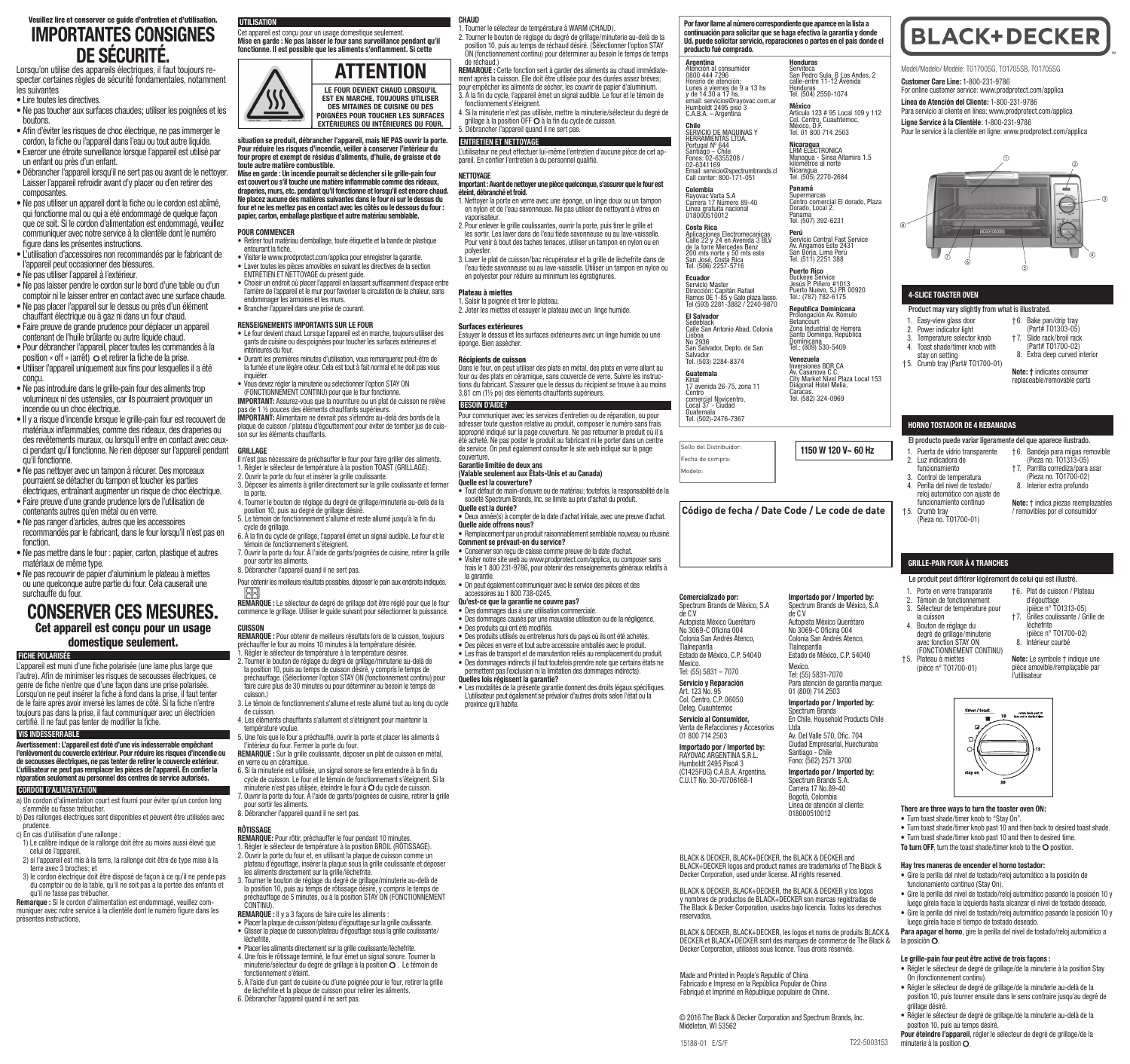Veuillez lire et conserver ce guide d'entretien et d'utilisation.

# IMPORTANTES CONSIGNES DE SÉCURITÉ.

Lorsqu'on utilise des appareils électriques, il faut toujours respecter certaines règles de sécurité fondamentales, notamment les suivantes

- Lire toutes les directives.
- Ne pas toucher aux surfaces chaudes; utiliser les poignées et les boutons.
- Afin d'éviter les risques de choc électrique, ne pas immerger le cordon, la fiche ou l'appareil dans l'eau ou tout autre liquide.
- Exercer une étroite surveillance lorsque l'appareil est utilisé par un enfant ou près d'un enfant.
- Débrancher l'appareil lorsqu'il ne sert pas ou avant de le nettoyer. Laisser l'appareil refroidir avant d'y placer ou d'en retirer des composantes.
- Ne pas utiliser un appareil dont la fiche ou le cordon est abîmé, qui fonctionne mal ou qui a été endommagé de quelque façon que ce soit. Si le cordon d'alimentation est endommagé, veuillez communiquer avec notre service à la clientèle dont le numéro figure dans les présentes instructions.
- L'utilisation d'accessoires non recommandés par le fabricant de l'appareil peut occasionner des blessures.
- Ne pas utiliser l'appareil à l'extérieur.
- Ne pas laisser pendre le cordon sur le bord d'une table ou d'un comptoir ni le laisser entrer en contact avec une surface chaude.
- Ne pas placer l'appareil sur le dessus ou près d'un élément chauffant électrique ou à gaz ni dans un four chaud.
- Faire preuve de grande prudence pour déplacer un appareil contenant de l'huile brûlante ou autre liquide chaud.
- Pour débrancher l'appareil, placer toutes les commandes à la position « off » (arrêt) O et retirer la fiche de la prise.
- Utiliser l'appareil uniquement aux fins pour lesquelles il a été conçu.
- Ne pas introduire dans le grille-pain four des aliments trop volumineux ni des ustensiles, car ils pourraient provoquer un incendie ou un choc électrique.
- Il y a risque d'incendie lorsque le grille-pain four est recouvert de matériaux inflammables, comme des rideaux, des draperies ou des revêtements muraux, ou lorsqu'il entre en contact avec ceux-ci pendant qu'il fonctionne. Ne rien déposer sur l'appareil pendant qu'il fonctionne.
- Ne pas nettoyer avec un tampon à récurer. Des morceaux pourraient se détacher du tampon et toucher les parties électriques, entraînant augmenter un risque de choc électrique.
- Faire preuve d'une grande prudence lors de l'utilisation de contenants autres qu'en métal ou en verre.
- Ne pas ranger d'articles, autres que les accessoires recommandés par le fabricant, dans le four lorsqu'il n'est pas en fonction.
- Ne pas mettre dans le four : papier, carton, plastique et autres matériaux de même type.
- Ne pas recouvrir de papier d'aluminium le plateau à miettes ou une quelconque autre partie du four. Cela causerait une surchauffe du four.

# CONSERVER CES MESURES.

**Cet appareil est conçu pour un usage domestique seulement.**

## FICHE POLARISÉE

L'appareil est muni d'une fiche polarisée (une lame plus large que l'autre). Afin de minimiser les risques de secousses électriques, ce genre de fiche n'entre que d'une façon dans une prise polarisée. Lorsqu'on ne peut insérer la fiche à fond dans la prise, il faut tenter de le faire après avoir inversé les lames de côté. Si la fiche n'entre toujours pas dans la prise, il faut communiquer avec un électricien certifié. Il ne faut pas tenter de modifier la fiche.

## VIS INDESSERRABLE

**Avertissement : L'appareil est doté d'une vis indesserrable empêchant l'enlèvement du couvercle extérieur. Pour réduire les risques d'incendie ou de secousses électriques, ne pas tenter de retirer le couvercle extérieur. L'utilisateur ne peut pas remplacer les pièces de l'appareil. En confier la réparation seulement au personnel des centres de service autorisés.**

## CORDON D'ALIMENTATION

a) Un cordon d'alimentation court est fourni pour éviter qu'un cordon long s'emmêle ou fasse trébucher.
b) Des rallonges électriques sont disponibles et peuvent être utilisées avec prudence.
c) En cas d'utilisation d'une rallonge :
 1) Le calibre indiqué de la rallonge doit être au moins aussi élevé que celui de l'appareil,
 2) si l'appareil est mis à la terre, la rallonge doit être de type mise à la terre avec 3 broches; et
 3) le cordon électrique doit être disposé de façon à ce qu'il ne pende pas du comptoir ou de la table, qu'il ne soit pas à la portée des enfants et qu'il ne fasse pas trébucher.

**Remarque :** Si le cordon d'alimentation est endommagé, veuillez communiquer avec notre service à la clientèle dont le numéro figure dans les présentes instructions.

## UTILISATION

Cet appareil est conçu pour un usage domestique seulement.
**Mise en garde : Ne pas laisser le four sans surveillance pendant qu'il fonctionne. Il est possible que les aliments s'enflamment. Si cette situation se produit, débrancher l'appareil, mais NE PAS ouvrir la porte. Pour réduire les risques d'incendie, veiller à conserver l'intérieur du four propre et exempt de résidus d'aliments, d'huile, de graisse et de toute autre matière combustible.**

**ATTENTION**

**LE FOUR DEVIENT CHAUD LORSQU'IL EST EN MARCHE. TOUJOURS UTILISER DES MITAINES DE CUISINE OU DES POIGNÉES POUR TOUCHER LES SURFACES EXTÉRIEURES OU INTÉRIEURES DU FOUR.**

**Mise en garde : Un incendie pourrait se déclencher si le grille-pain four est couvert ou s'il touche une matière inflammable comme des rideaux, draperies, murs, etc. pendant qu'il fonctionne et lorsqu'il est encore chaud. Ne placez aucune des matières suivantes dans le four ni sur le dessus du four et ne les mettez pas en contact avec les côtés ou le dessous du four : papier, carton, emballage plastique et autre matériau semblable.**

### POUR COMMENCER

- Retirer tout matériau d'emballage, toute étiquette et la bande de plastique entourant la fiche.
- Visiter le www.prodprotect.com/applica pour enregistrer la garantie.
- Laver toutes les pièces amovibles en suivant les directives de la section ENTRETIEN ET NETTOYAGE du présent guide.
- Choisir un endroit où placer l'appareil en laissant suffisamment d'espace entre l'arrière de l'appareil et le mur pour favoriser la circulation de la chaleur, sans endommager les armoires et les murs.
- Brancher l'appareil dans une prise de courant.

### RENSEIGNEMENTS IMPORTANTS SUR LE FOUR

- Le four devient chaud. Lorsque l'appareil est en marche, toujours utiliser des gants de cuisine ou des poignées pour toucher les surfaces extérieures et intérieures du four.
- Durant les premières minutes d'utilisation, vous remarquerez peut-être de la fumée et une légère odeur. Cela est tout à fait normal et ne doit pas vous inquiéter.
- Vous devez régler la minuterie ou sélectionner l'option STAY ON (FONCTIONNEMENT CONTINU) pour que le four fonctionne.

**IMPORTANT:** Assurez-vous que la nourriture ou un plat de cuisson ne relève pas de 1 ½ pouces des éléments chauffants supérieurs.
**IMPORTANT:** Alimentaire ne devrait pas s'étendre au-delà des bords de la plaque de cuisson / plateau d'égouttement pour éviter de tomber jus de cuisson sur les éléments chauffants.

### GRILLAGE

Il n'est pas nécessaire de préchauffer le four pour faire griller des aliments.
1. Régler le sélecteur de température à la position TOAST (GRILLAGE).
2. Ouvrir la porte du four et insérer la grille coulissante.
3. Déposer les aliments à griller directement sur la grille coulissante et fermer la porte.
4. Tourner le bouton de réglage du degré de grillage/minuterie au-delà de la position 10, puis au degré de grillage désiré.
5. Le témoin de fonctionnement s'allume et reste allumé jusqu'à la fin du cycle de grillage.
6. À la fin du cycle de grillage, l'appareil émet un signal audible. Le four et le témoin de fonctionnement s'éteignent.
7. Ouvrir la porte du four. À l'aide de gants/poignées de cuisine, retirer la grille pour sortir les aliments.
8. Débrancher l'appareil quand il ne sert pas.

Pour obtenir les meilleurs résultats possibles, déposer le pain aux endroits indiqués.

**REMARQUE :** Le sélecteur de degré de grillage doit être réglé pour que le four commence le grillage. Utiliser le guide suivant pour sélectionner la puissance.

### CUISSON

**REMARQUE :** Pour obtenir de meilleurs résultats lors de la cuisson, toujours préchauffer le four au moins 10 minutes à la température désirée.
1. Régler le sélecteur de température à la température désirée.
2. Tourner le bouton de réglage du degré de grillage/minuterie au-delà de la position 10, puis au temps de cuisson désiré, y compris le temps de préchauffage. (Sélectionner l'option STAY ON pour un fonctionnement continu) pour faire cuire plus de 30 minutes ou pour déterminer au besoin le temps de cuisson.)
3. Le témoin de fonctionnement s'allume et reste allumé tout au long du cycle de cuisson.
4. Les éléments chauffants s'allument et s'éteignent pour maintenir la température voulue.
5. Une fois que le four a préchauffé, ouvrir la porte et placer les aliments à l'intérieur du four. Fermer la porte du four.

**REMARQUE :** Sur la grille coulissante, déposer un plat de cuisson en métal, en verre ou en céramique.

6. Si la minuterie est utilisée, un signal sonore se fera entendre à la fin du cycle de cuisson. Le four et le témoin de fonctionnement s'éteignent. Si la minuterie n'est pas utilisée, éteindre le four à O du cycle de cuisson.
7. Ouvrir la porte du four. À l'aide de gants/poignées de cuisine, retirer la grille pour sortir les aliments.
8. Débrancher l'appareil quand il ne sert pas.

### RÔTISSAGE

**REMARQUE:** Pour rôtir, préchauffer le four pendant 10 minutes.
1. Régler le sélecteur de température à la position BROIL (RÔTISSAGE).
2. Ouvrir la porte du four et, en utilisant la plaque de cuisson comme un plateau d'égouttage, insérer la plaque sous la grille coulissante et déposer les aliments directement sur la grille/lèchefrite.
3. Tourner le bouton de réglage du degré de grillage/minuterie au-delà de la position 10, puis au temps de rôtissage désiré, y compris le temps de préchauffage de 5 minutes, ou à la position STAY ON (FONCTIONNEMENT CONTINU).

**REMARQUE :** Il y a 3 façons de faire cuire les aliments :
- Placer la plaque de cuisson/plateau d'égouttage sur la grille coulissante.
- Glisser la plaque de cuisson/plateau d'égouttage sous la grille coulissante/lèchefrite.
- Placer les aliments directement sur la grille coulissante/lèchefrite.

4. Une fois le rôtissage terminé, le four émet un signal sonore. Tourner la minuterie/sélecteur du degré de grillage à la position O. Le témoin de fonctionnement s'éteint.
5. À l'aide d'un gant de cuisine ou d'une poignée pour le four, retirer la grille de lèchefrite et la plaque de cuisson pour retirer les aliments.
6. Débrancher l'appareil quand il ne sert pas.

### CHAUD

1. Tourner le sélecteur de température à WARM (CHAUD).
2. Tourner le bouton de réglage du degré de grillage/minuterie au-delà de la position 10, puis au temps de réchaud désiré. (Sélectionner l'option STAY ON (fonctionnement continu) pour déterminer au besoin le temps de réchaud.)

**REMARQUE :** Cette fonction sert à garder des aliments au chaud immédiatement après la cuisson. Elle doit être utilisée pour des durées assez brèves; pour empêcher les aliments de sécher, les couvrir de papier d'aluminium.

3. À la fin du cycle, l'appareil émet un signal audible. Le four et le témoin de fonctionnement s'éteignent.
4. Si la minuterie n'est pas utilisée, mettre la minuterie/sélecteur du degré de grillage à la position OFF O à la fin du cycle de cuisson.
5. Débrancher l'appareil quand il ne sert pas.

## ENTRETIEN ET NETTOYAGE

L'utilisateur ne peut effectuer lui-même l'entretien d'aucune pièce de cet appareil. En confier l'entretien à du personnel qualifié.

### NETTOYAGE

**Important : Avant de nettoyer une pièce quelconque, s'assurer que le four est éteint, débranché et froid.**
1. Nettoyer la porte en verre avec une éponge, un linge doux ou un tampon en nylon et de l'eau savonneuse. Ne pas utiliser de nettoyant à vitres en vaporisateur.
2. Pour enlever le grille coulissantes, ouvrir la porte, puis tirer le grille et les sortir. Les laver dans de l'eau tiède savonneuse ou au lave-vaisselle. Pour venir à bout des taches tenaces, utiliser un tampon en nylon ou en polyester.
3. Laver le plat de cuisson/bac récupérateur et la grille de lèchefrite dans de l'eau tiède savonneuse ou au lave-vaisselle. Utiliser un tampon en nylon ou en polyester pour réduire au minimum les égratignures.

### Plateau à miettes

1. Saisir la poignée et tirer le plateau.
2. Jeter les miettes et essuyer le plateau avec un linge humide.

### Surfaces extérieures

Essuyer le dessus et les surfaces extérieures avec un linge humide ou une éponge. Bien assécher.

### Récipients de cuisson

Dans le four, on peut utiliser des plats en métal, des plats en verre allant au four ou des plats en céramique, sans couvercle de verre. Suivre les instructions du fabricant. S'assurer que le dessus du récipient se trouve à au moins 3,81 cm (1½ po) des éléments chauffants supérieurs.

## BESOIN D'AIDE?

Pour communiquer avec les services d'entretien ou de réparation, ou pour adresser toute question relative au produit, composer le numéro sans frais approprié indiqué sur la page couverture. Ne pas retourner le produit où il a été acheté. Ne pas poster le produit au fabricant ni le porter dans un centre de service. On peut également consulter le site web indiqué sur la page couverture.

**Garantie limitée de deux ans**
**(Valable seulement aux États-Unis et au Canada)**

**Quelle est la couverture?**
- Tout défaut de main-d'oeuvre ou de matériau; toutefois, la responsabilité de la société Spectrum Brands, Inc. se limite au prix d'achat du produit.

**Quelle est la durée?**
- Deux année(s) à compter de la date d'achat initiale, avec une preuve d'achat.

**Quelle aide offrons nous?**
- Remplacement par un produit raisonnablement semblable nouveau ou réusiné.

**Comment se prévaut-on du service?**
- Conserver son reçu de caisse comme preuve de la date d'achat.
- Visiter notre site web au www.prodprotect.com/applica, ou composer sans frais le 1 800 231-9786, pour obtenir des renseignements généraux relatifs à la garantie.
- On peut également communiquer avec le service des pièces et des accessoires au 1 800 738-0245.

**Qu'est-ce que la garantie ne couvre pas?**
- Des dommages dus à une utilisation commerciale.
- Des dommages causés par une mauvaise utilisation ou de la négligence.
- Des produits qui ont été modifiés.
- Des produits utilisés ou entretenus hors du pays où ils ont été achetés.
- Des pièces en verre et tout autre accessoire emballés avec le produit.
- Les frais de transport et de manutention reliés au remplacement du produit.
- Des dommages indirects (il faut toutefois prendre note que certains états ne permettent pas l'exclusion ni la limitation des dommages indirects).

**Quelles lois régissent la garantie?**
- Les modalités de la présente garantie donnent des droits légaux spécifiques. L'utilisateur peut également se prévaloir d'autres droits selon l'état ou la province qu'il habite.

**Por favor llame al número correspondiente que aparece en la lista a continuación para solicitar que se haga efectiva la garantía y donde Ud. puede solicitar servicio, reparaciones o partes en el país donde el producto fué comprado.**

**Argentina**
Atención al consumidor
0800 444 7296
Horario de atención:
Lunes a viernes de 9 a 13 hs y de 14.30 a 17 hs.
email: servicios@rayovac.com.ar
Humboldt 2495 piso 3
C.A.B.A. – Argentina

**Chile**
SERVICIO DE MAQUINAS Y HERRAMIENTAS LTDA.
Portugal Nº 644
Santiago – Chile
Fonos: 02-6355208 / 02-6341169
Email: servicio@spectrumbrands.cl
Call center: 800-171-051

**Colombia**
Rayovac Varta S.A
Carrera 17 Número 89-40
Línea gratuita nacional
018000510012

**Costa Rica**
Aplicaciones Electromecanicas
Calle 22 y 24 en Avenida 3 BLV de la torre Mercedes Benz
200 mts norte y 50 mts este
San José, Costa Rica
Tel. (506) 2257-5716

**Ecuador**
Servicio Master
Dirección: Capitán Rafael Ramos OE 1-85 y Galo plaza lasso.
Tel (593) 2281-3882 / 2240-9870

**El Salvador**
Sedeblack
Calle San Antonio Abad, Colonia Lisboa
No 2936
San Salvador, Depto. de San Salvador
Tel. (503) 2284-8374

**Guatemala**
Kinal
17 avenida 26-75, zona 11 Centro
comercial Novicentro, Local 37 - Ciudad Guatemala
Tel. (502)-2476-7367

**Honduras**
Serviteca
San Pedro Sula, B Los Andes, 2 calle-entre 11-12 Avenida
Honduras
Tel. (504) 2550-1074

**México**
Articulo 123 # 95 Local 109 y 112
Col. Centro, Cuauhtemoc, México, D.F.
Tel. 01 800 714 2503

**Nicaragua**
LRM ELECTRONICA
Managua - Sinsa Altamira 1.5 kilómetros al norte
Nicaragua
Tel. (505) 2270-2684

**Panamá**
Supermarcas
Centro comercial El dorado, Plaza Dorado, Local 2.
Panama
Tel. (507) 392-6231

**Perú**
Servicio Central Fast Service
Av. Angamos Este 2431
San Borja, Lima Perú
Tel. (511) 2251 388

**Puerto Rico**
Buckeye Service
Jesus P. Piñero #1013
Puerto Nuevo, SJ PR 00920
Tel.: (787) 782-6175

**Republica Dominicana**
Prolongación Av. Rómulo Betancourt
Zona Industrial de Herrera
Santo Domingo, República Dominicana
Tel.: (809) 530-5409

**Venezuela**
Inversiones BDR CA
Av. Casanova C.C.
City Market Nivel Plaza Local 153
Diagonal Hotel Melia, Caracas.
Tel. (582) 324-0969

Sello del Distribuidor:
Fecha de compra:
Modelo:

**1150 W 120 V~ 60 Hz**

**Código de fecha / Date Code / Le code de date**

**Comercializado por:**
Spectrum Brands de México, S.A de C.V
Autopista México Querétaro
No 3069-C Oficina 004
Colonia San Andrés Atenco, Tlalnepantla
Estado de México, C.P. 54040
Mexico.
Tel: (55) 5831 – 7070

**Servicio y Reparación**
Art. 123 No. 95
Col. Centro, C.P. 06050
Deleg. Cuauhtemoc

**Servicio al Consumidor,**
Venta de Refacciones y Accesorios
01 800 714 2503

**Importado por / Imported by:**
RAYOVAC ARGENTINA S.R.L.
Humboldt 2495 Piso# 3
(C1425FUG) C.A.B.A. Argentina.
C.U.I.T No. 30-70706168-1

**Importado por / Imported by:**
Spectrum Brands de México, S.A de C.V
Autopista México Querétaro
No 3069-C Oficina 004
Colonia San Andrés Atenco, Tlalnepantla
Estado de México, C.P. 54040
Mexico.
Tel: (55) 5831-7070
Para atención de garantía marque:
01 (800) 714 2503

**Importado por / Imported by:**
Spectrum Brands
En Chile, Household Products Chile Ltda
Av. Del Valle 570, Ofic. 704
Ciudad Empresarial, Huechuraba
Santiago - Chile
Fono: (562) 2571 3700

**Importado por / Imported by:**
Spectrum Brands S.A.
Carrera 17 No.89-40
Bogotá, Colombia
Línea de atención al cliente:
018000510012

BLACK & DECKER, BLACK+DECKER, the BLACK & DECKER and BLACK+DECKER logos and product names are trademarks of The Black & Decker Corporation, used under license. All rights reserved.

BLACK & DECKER, BLACK+DECKER, the BLACK & DECKER y los logos y nombres de productos de BLACK+DECKER son marcas registradas de The Black & Decker Corporation, usados bajo licencia. Todos los derechos reservados.

BLACK & DECKER, BLACK+DECKER, les logos et noms de produits BLACK & DECKER et BLACK+DECKER sont des marques de commerce de The Black & Decker Corporation, utilisées sous licence. Tous droits réservés.

Made and Printed in People's Republic of China
Fabricado e Impreso en la República Popular de China
Fabriqué et Imprimé en République populaire de Chine.

© 2016 The Black & Decker Corporation and Spectrum Brands, Inc.
Middleton, WI 53562

15188-01 E/S/F T22-5003153

# BLACK+DECKER

Model/Modelo/ Modèle: TO1700SG, TO1705SB, TO1705SG

**Customer Care Line:** 1-800-231-9786
For online customer service: www.prodprotect.com/applica

**Línea de Atención del Cliente:** 1-800-231-9786
Para servicio al cliente en línea: www.prodprotect.com/applica

**Ligne Service à la Clientèle:** 1-800-231-9786
Pour le service à la clientèle en ligne: www.prodprotect.com/applica

## 4-SLICE TOASTER OVEN

Product may vary slightly from what is illustrated.

1. Easy-view glass door
2. Power indicator light
3. Temperature selector knob
4. Toast shade/timer knob with stay on setting
†5. Crumb tray (Part# TO1700-01)
†6. Bake pan/drip tray (Part# TO1303-05)
†7. Slide rack/broil rack (Part# TO1700-02)
8. Extra deep curved interior

**Note: †** indicates consumer replaceable/removable parts

## HORNO TOSTADOR DE 4 REBANADAS

El producto puede variar ligeramente del que aparece ilustrado.

1. Puerta de vidrio transparente
2. Luz indicadora de funcionamiento
3. Control de temperatura
4. Perilla del nivel de tostado/reloj automático con ajuste de funcionamiento continuo
†5. Crumb tray (Pieza no. TO1700-01)
†6. Bandeja para migas removible (Pieza no. TO1313-05)
†7. Parrilla corrediza/para asar (Pieza no. TO1700-02)
8. Interior extra profundo

**Note: †** indica piezas reemplazables / removibles por el consumidor

## GRILLE-PAIN FOUR À 4 TRANCHES

Le produit peut différer légèrement de celui qui est illustré.

1. Porte en verre transparente
2. Témoin de fonctionnement
3. Sélecteur de température pour la cuisson
4. Bouton de réglage du degré de grillage/minuterie avec fonction STAY ON (FONCTIONNEMENT CONTINU)
†5. Plateau à miettes (pièce n° TO1700-01)
†6. Plat de cuisson / Plateau d'égouttage (pièce n° TO1313-05)
†7. Grilles coulissante / Grille de lèchefrite (pièce n° TO1700-02)
8. Intérieur courbé

**Note:** Le symbole † indique une pièce amovible/remplaçable par l'utilisateur

timer / toast
stay on
10
15
30

**There are three ways to turn the toaster oven ON:**
- Turn toast shade/timer knob to "Stay On".
- Turn toast shade/timer knob past 10 and then back to desired toast shade.
- Turn toast shade/timer knob past 10 and then to desired time.

**To turn OFF**, turn the toast shade/timer knob to the O position.

**Hay tres maneras de encender el horno tostador:**
- Gire la perilla del nivel de tostado/reloj automático a la posición de funcionamiento continuo (Stay On).
- Gire la perilla del nivel de tostado/reloj automático pasando la posición 10 y luego gírela hacia la izquierda hasta alcanzar el nivel de tostado deseado.
- Gire la perilla del nivel de tostado/reloj automático pasando la posición 10 y luego gírela hacia el tiempo de tostado deseado.

**Para apagar el horno**, gire la perilla del nivel de tostado/reloj automático a la posición O.

**Le grille-pain four peut être activé de trois façons :**
- Régler le sélecteur de degré de grillage/de la minuterie à la position Stay On (fonctionnement continu).
- Régler le sélecteur de degré de grillage/de la minuterie au-delà de la position 10, puis tourner ensuite dans le sens contraire jusqu'au degré de grillage désiré.
- Régler le sélecteur de degré de grillage/de la minuterie au-delà de la position 10, puis au temps désiré.

**Pour éteindre l'appareil**, régler le sélecteur de degré de grillage/de la minuterie à la position O.